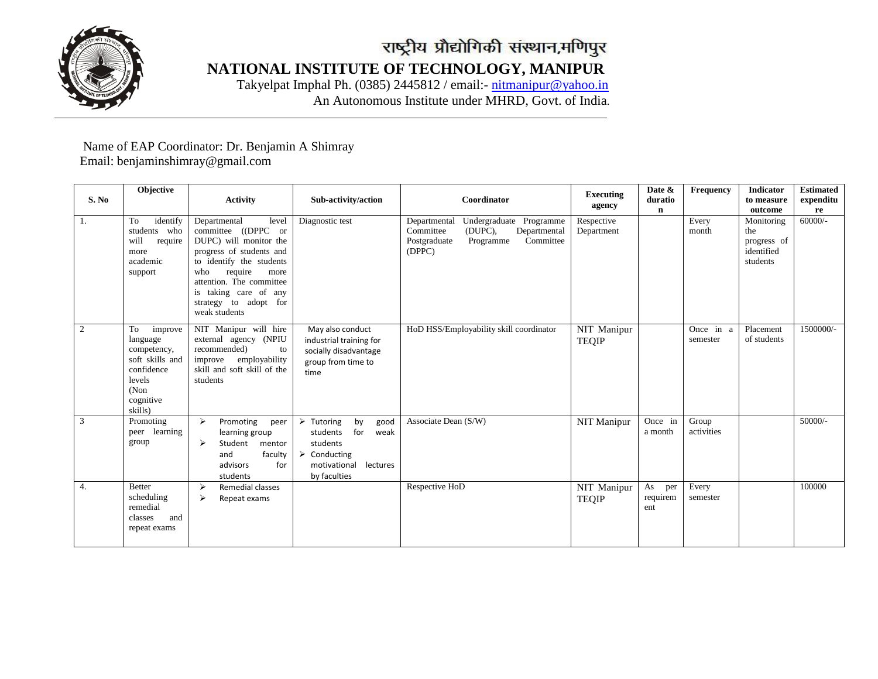# राष्ट्रीय प्रौद्योगिकी संस्थान,मणिपुर

# NATIONAL INSTITUTE OF TECHNOLOGY, MANIPUR

Takyelpat Imphal Ph. (0385) 2445812 / email:- nitmanipur@yahoo.in

An Autonomous Institute under MHRD, Govt. of India.

Name of EAP Coordinator: Dr. Benjamin A Shimray

Email: benjaminshimray@gmail.com

| S. No | Objective | Activity | Sub-activity/action | Coordinator | Executing agency | Date & duration | Frequency | Indicator to measure outcome | Estimated expenditure |
|---|---|---|---|---|---|---|---|---|---|
| 1. | To identify students who will require more academic support | Departmental level committee ((DPPC or DUPC) will monitor the progress of students and to identify the students who require more attention. The committee is taking care of any strategy to adopt for weak students | Diagnostic test | Departmental Undergraduate Programme Committee (DUPC), Departmental Postgraduate Programme Committee (DPPC) | Respective Department | | Every month | Monitoring the progress of identified students | 60000/- |
| 2 | To improve language competency, soft skills and confidence levels (Non cognitive skills) | NIT Manipur will hire external agency (NPIU recommended) to improve employability skill and soft skill of the students | May also conduct industrial training for socially disadvantage group from time to time | HoD HSS/Employability skill coordinator | NIT Manipur TEQIP | | Once in a semester | Placement of students | 1500000/- |
| 3 | Promoting peer learning group | ➢ Promoting peer learning group<br>➢ Student mentor and faculty advisors for students | ➢ Tutoring by good students for weak students<br>➢ Conducting motivational lectures by faculties | Associate Dean (S/W) | NIT Manipur | Once in a month | Group activities | | 50000/- |
| 4. | Better scheduling remedial classes and repeat exams | ➢ Remedial classes<br>➢ Repeat exams | | Respective HoD | NIT Manipur TEQIP | As per requirement | Every semester | | 100000 |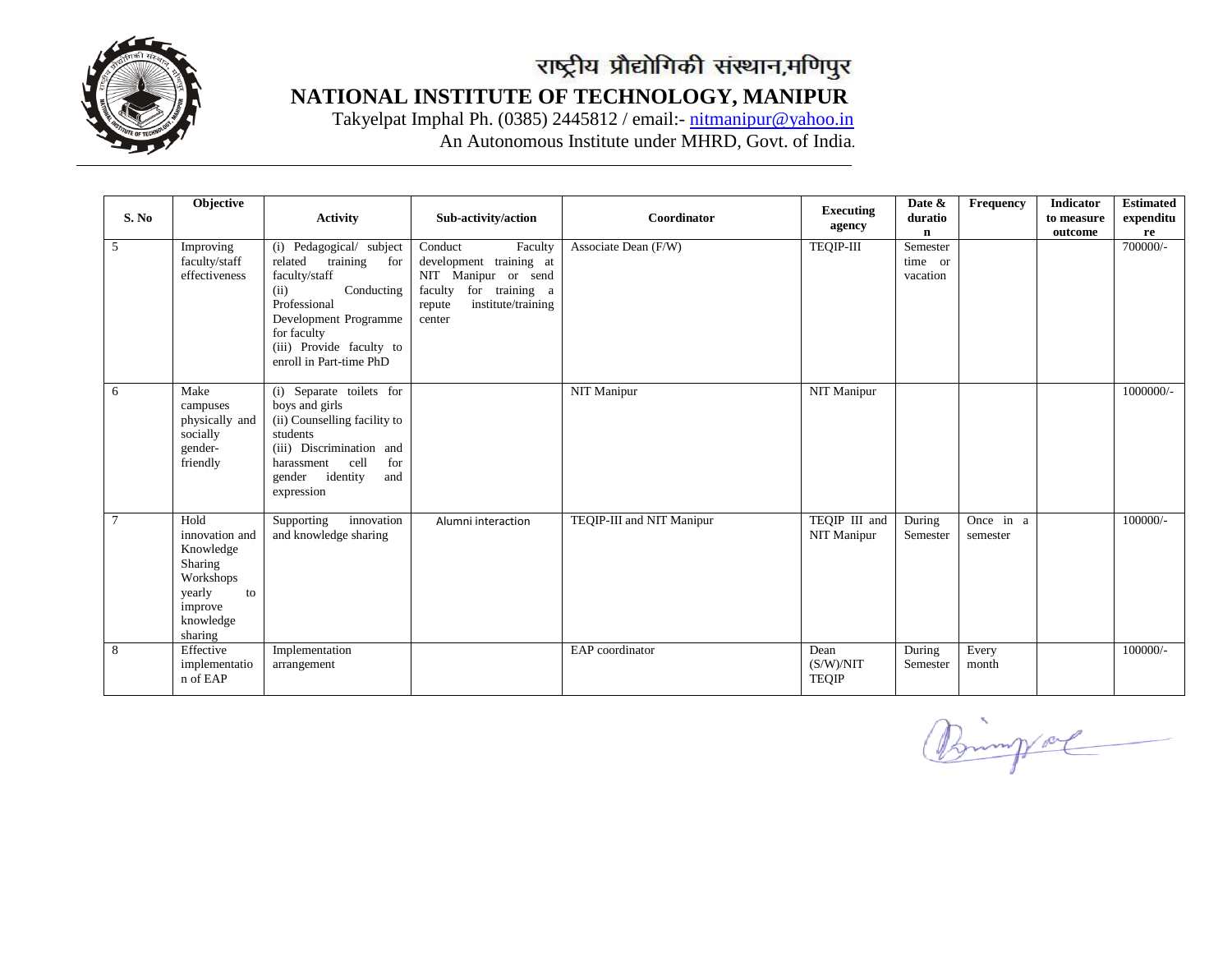# राष्ट्रीय प्रौद्योगिकी संस्थान,मणिपुर

## NATIONAL INSTITUTE OF TECHNOLOGY, MANIPUR

Takyelpat Imphal Ph. (0385) 2445812 / email:- nitmanipur@yahoo.in

An Autonomous Institute under MHRD, Govt. of India.

| S. No | Objective | Activity | Sub-activity/action | Coordinator | Executing agency | Date & duration | Frequency | Indicator to measure outcome | Estimated expenditure |
|---|---|---|---|---|---|---|---|---|---|
| 5 | Improving faculty/staff effectiveness | (i) Pedagogical/ subject related training for faculty/staff (ii) Conducting Professional Development Programme for faculty (iii) Provide faculty to enroll in Part-time PhD | Conduct Faculty development training at NIT Manipur or send faculty for training a repute institute/training center | Associate Dean (F/W) | TEQIP-III | Semester time or vacation | | | 700000/- |
| 6 | Make campuses physically and socially gender-friendly | (i) Separate toilets for boys and girls (ii) Counselling facility to students (iii) Discrimination and harassment cell for gender identity and expression | | NIT Manipur | NIT Manipur | | | | 1000000/- |
| 7 | Hold innovation and Knowledge Sharing Workshops yearly to improve knowledge sharing | Supporting innovation and knowledge sharing | Alumni interaction | TEQIP-III and NIT Manipur | TEQIP III and NIT Manipur | During Semester | Once in a semester | | 100000/- |
| 8 | Effective implementation of EAP | Implementation arrangement | | EAP coordinator | Dean (S/W)/NIT TEQIP | During Semester | Every month | | 100000/- |